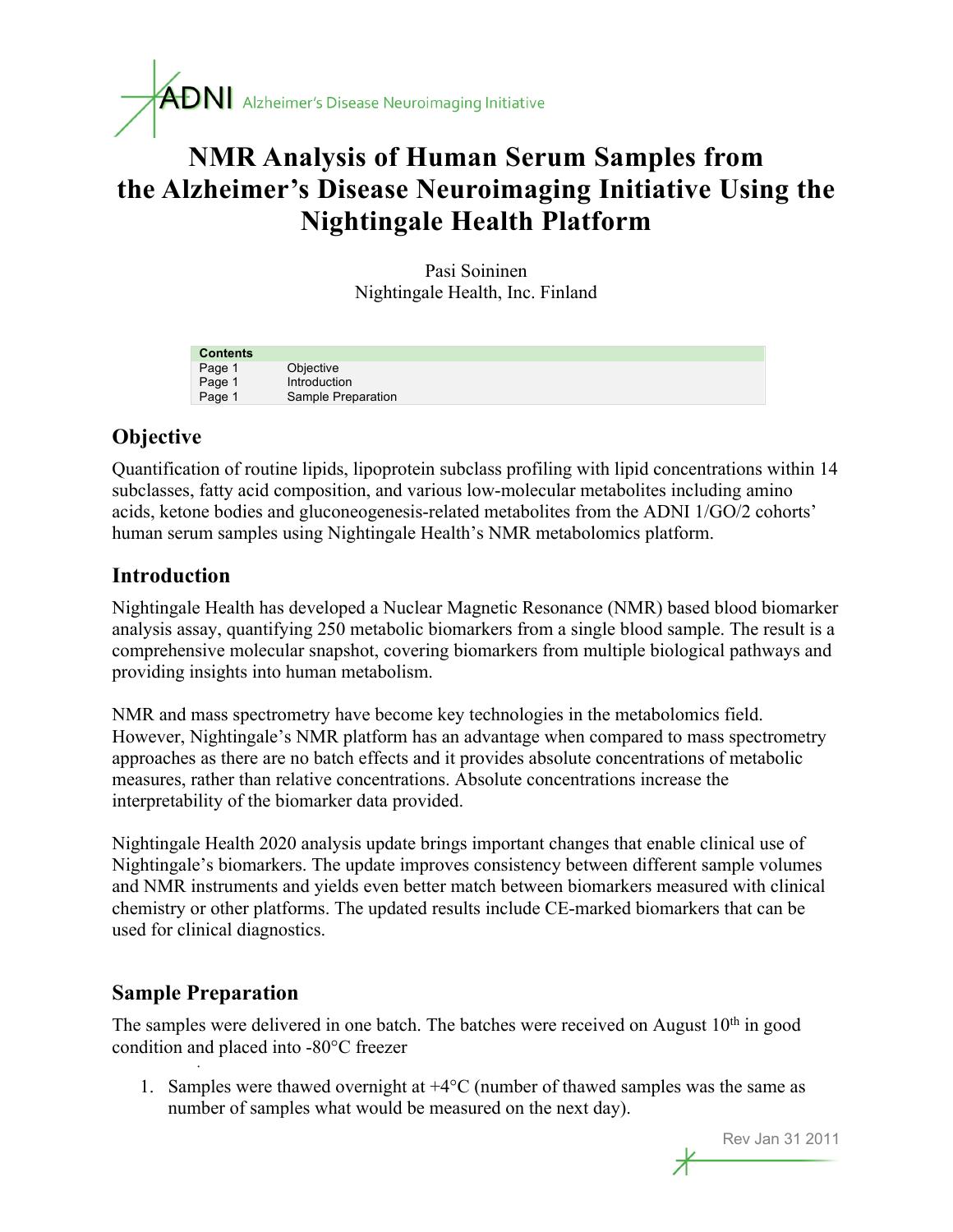ADNI Alzheimer's Disease Neuroimaging Initiative

# NMR Analysis of Human Serum Samples from the Alzheimer's Disease Neuroimaging Initiative Using the Nightingale Health Platform

Pasi Soininen
Nightingale Health, Inc. Finland

| Contents | |
|---|---|
| Page 1 | Objective |
| Page 1 | Introduction |
| Page 1 | Sample Preparation |

## Objective

Quantification of routine lipids, lipoprotein subclass profiling with lipid concentrations within 14 subclasses, fatty acid composition, and various low-molecular metabolites including amino acids, ketone bodies and gluconeogenesis-related metabolites from the ADNI 1/GO/2 cohorts' human serum samples using Nightingale Health's NMR metabolomics platform.

## Introduction

Nightingale Health has developed a Nuclear Magnetic Resonance (NMR) based blood biomarker analysis assay, quantifying 250 metabolic biomarkers from a single blood sample. The result is a comprehensive molecular snapshot, covering biomarkers from multiple biological pathways and providing insights into human metabolism.

NMR and mass spectrometry have become key technologies in the metabolomics field. However, Nightingale's NMR platform has an advantage when compared to mass spectrometry approaches as there are no batch effects and it provides absolute concentrations of metabolic measures, rather than relative concentrations. Absolute concentrations increase the interpretability of the biomarker data provided.

Nightingale Health 2020 analysis update brings important changes that enable clinical use of Nightingale's biomarkers. The update improves consistency between different sample volumes and NMR instruments and yields even better match between biomarkers measured with clinical chemistry or other platforms. The updated results include CE-marked biomarkers that can be used for clinical diagnostics.

## Sample Preparation

The samples were delivered in one batch. The batches were received on August 10th in good condition and placed into -80°C freezer

1. Samples were thawed overnight at +4°C (number of thawed samples was the same as number of samples what would be measured on the next day).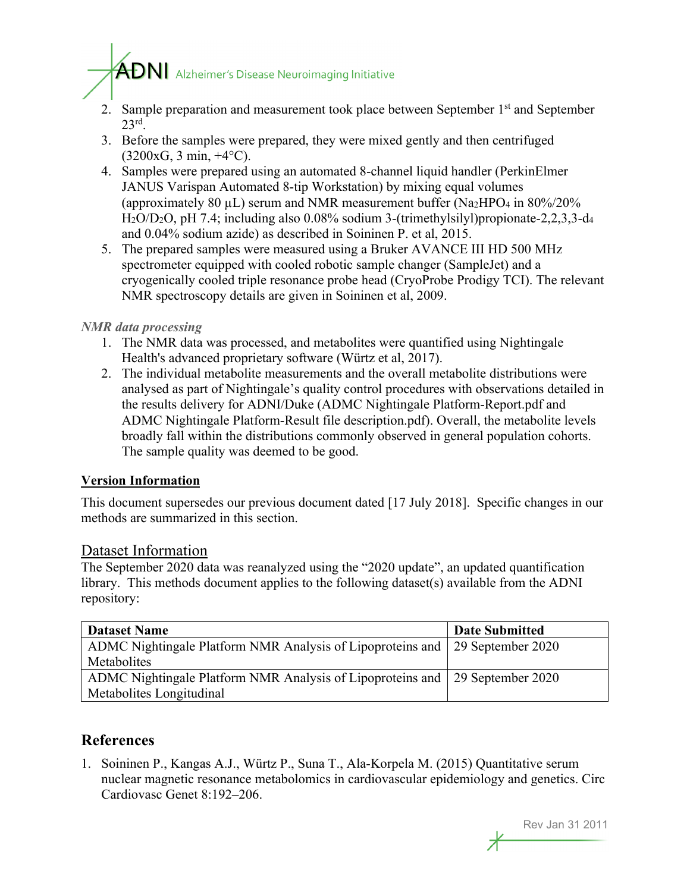2. Sample preparation and measurement took place between September 1st and September 23rd.
3. Before the samples were prepared, they were mixed gently and then centrifuged (3200xG, 3 min, +4°C).
4. Samples were prepared using an automated 8-channel liquid handler (PerkinElmer JANUS Varispan Automated 8-tip Workstation) by mixing equal volumes (approximately 80 µL) serum and NMR measurement buffer ($Na_2HPO_4$ in 80%/20% $H_2O/D_2O$, pH 7.4; including also 0.08% sodium 3-(trimethylsilyl)propionate-2,2,3,3-$d_4$ and 0.04% sodium azide) as described in Soininen P. et al, 2015.
5. The prepared samples were measured using a Bruker AVANCE III HD 500 MHz spectrometer equipped with cooled robotic sample changer (SampleJet) and a cryogenically cooled triple resonance probe head (CryoProbe Prodigy TCI). The relevant NMR spectroscopy details are given in Soininen et al, 2009.

*NMR data processing*

1. The NMR data was processed, and metabolites were quantified using Nightingale Health's advanced proprietary software (Würtz et al, 2017).
2. The individual metabolite measurements and the overall metabolite distributions were analysed as part of Nightingale's quality control procedures with observations detailed in the results delivery for ADNI/Duke (ADMC Nightingale Platform-Report.pdf and ADMC Nightingale Platform-Result file description.pdf). Overall, the metabolite levels broadly fall within the distributions commonly observed in general population cohorts. The sample quality was deemed to be good.

**Version Information**

This document supersedes our previous document dated [17 July 2018]. Specific changes in our methods are summarized in this section.

## Dataset Information

The September 2020 data was reanalyzed using the "2020 update", an updated quantification library. This methods document applies to the following dataset(s) available from the ADNI repository:

| Dataset Name | Date Submitted |
|---|---|
| ADMC Nightingale Platform NMR Analysis of Lipoproteins and Metabolites | 29 September 2020 |
| ADMC Nightingale Platform NMR Analysis of Lipoproteins and Metabolites Longitudinal | 29 September 2020 |

## References

1. Soininen P., Kangas A.J., Würtz P., Suna T., Ala-Korpela M. (2015) Quantitative serum nuclear magnetic resonance metabolomics in cardiovascular epidemiology and genetics. Circ Cardiovasc Genet 8:192–206.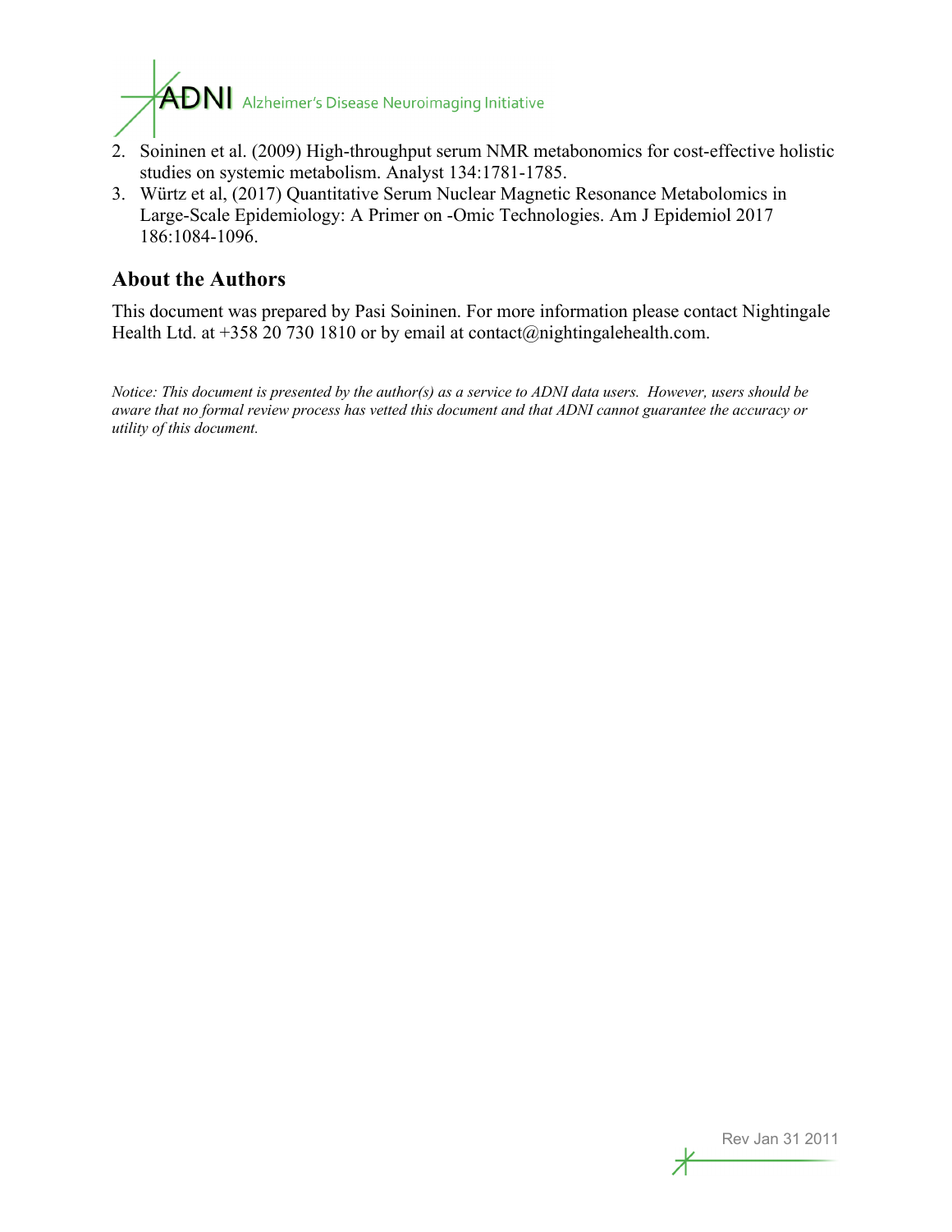2. Soininen et al. (2009) High-throughput serum NMR metabonomics for cost-effective holistic studies on systemic metabolism. Analyst 134:1781-1785.
3. Würtz et al, (2017) Quantitative Serum Nuclear Magnetic Resonance Metabolomics in Large-Scale Epidemiology: A Primer on -Omic Technologies. Am J Epidemiol 2017 186:1084-1096.

## About the Authors

This document was prepared by Pasi Soininen. For more information please contact Nightingale Health Ltd. at +358 20 730 1810 or by email at contact@nightingalehealth.com.

*Notice: This document is presented by the author(s) as a service to ADNI data users. However, users should be aware that no formal review process has vetted this document and that ADNI cannot guarantee the accuracy or utility of this document.*